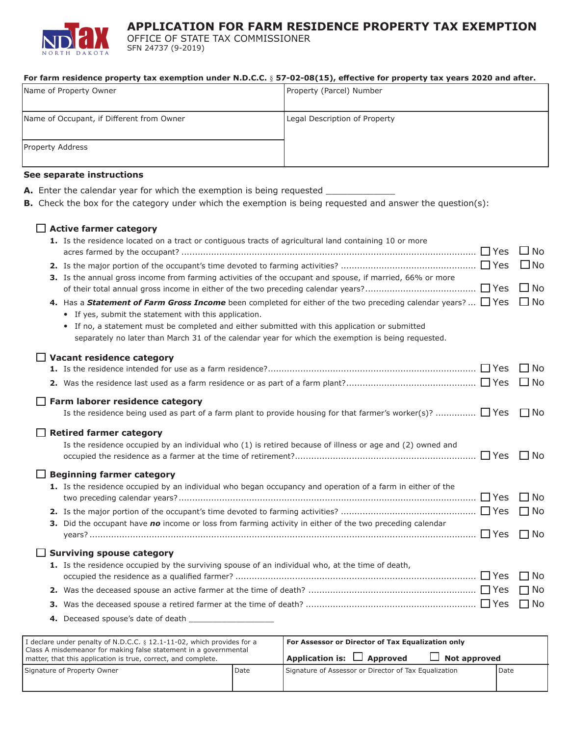# APPLICATION FOR FARM RESIDENCE PROPERTY TAX EXEMPTION

OFFICE OF STATE TAX COMMISSIONER
SFN 24737 (9-2019)

**For farm residence property tax exemption under N.D.C.C. § 57-02-08(15), effective for property tax years 2020 and after.**

| Name of Property Owner | Property (Parcel) Number |
|---|---|
| Name of Occupant, if Different from Owner | Legal Description of Property |
| Property Address | |

**See separate instructions**

**A.** Enter the calendar year for which the exemption is being requested ____________

**B.** Check the box for the category under which the exemption is being requested and answer the question(s):

☐ **Active farmer category**

1. Is the residence located on a tract or contiguous tracts of agricultural land containing 10 or more acres farmed by the occupant? ☐ Yes ☐ No
2. Is the major portion of the occupant's time devoted to farming activities? ☐ Yes ☐ No
3. Is the annual gross income from farming activities of the occupant and spouse, if married, 66% or more of their total annual gross income in either of the two preceding calendar years? ☐ Yes ☐ No
4. Has a ***Statement of Farm Gross Income*** been completed for either of the two preceding calendar years? ☐ Yes ☐ No
   - If yes, submit the statement with this application.
   - If no, a statement must be completed and either submitted with this application or submitted separately no later than March 31 of the calendar year for which the exemption is being requested.

☐ **Vacant residence category**

1. Is the residence intended for use as a farm residence? ☐ Yes ☐ No
2. Was the residence last used as a farm residence or as part of a farm plant? ☐ Yes ☐ No

☐ **Farm laborer residence category**

Is the residence being used as part of a farm plant to provide housing for that farmer's worker(s)? ☐ Yes ☐ No

☐ **Retired farmer category**

Is the residence occupied by an individual who (1) is retired because of illness or age and (2) owned and occupied the residence as a farmer at the time of retirement? ☐ Yes ☐ No

☐ **Beginning farmer category**

1. Is the residence occupied by an individual who began occupancy and operation of a farm in either of the two preceding calendar years? ☐ Yes ☐ No
2. Is the major portion of the occupant's time devoted to farming activities? ☐ Yes ☐ No
3. Did the occupant have ***no*** income or loss from farming activity in either of the two preceding calendar years? ☐ Yes ☐ No

☐ **Surviving spouse category**

1. Is the residence occupied by the surviving spouse of an individual who, at the time of death, occupied the residence as a qualified farmer? ☐ Yes ☐ No
2. Was the deceased spouse an active farmer at the time of death? ☐ Yes ☐ No
3. Was the deceased spouse a retired farmer at the time of death? ☐ Yes ☐ No
4. Deceased spouse's date of death ________________

| I declare under penalty of N.D.C.C. § 12.1-11-02, which provides for a Class A misdemeanor for making false statement in a governmental matter, that this application is true, correct, and complete. | | **For Assessor or Director of Tax Equalization only** **Application is:** ☐ **Approved** ☐ **Not approved** | |
|---|---|---|---|
| Signature of Property Owner | Date | Signature of Assessor or Director of Tax Equalization | Date |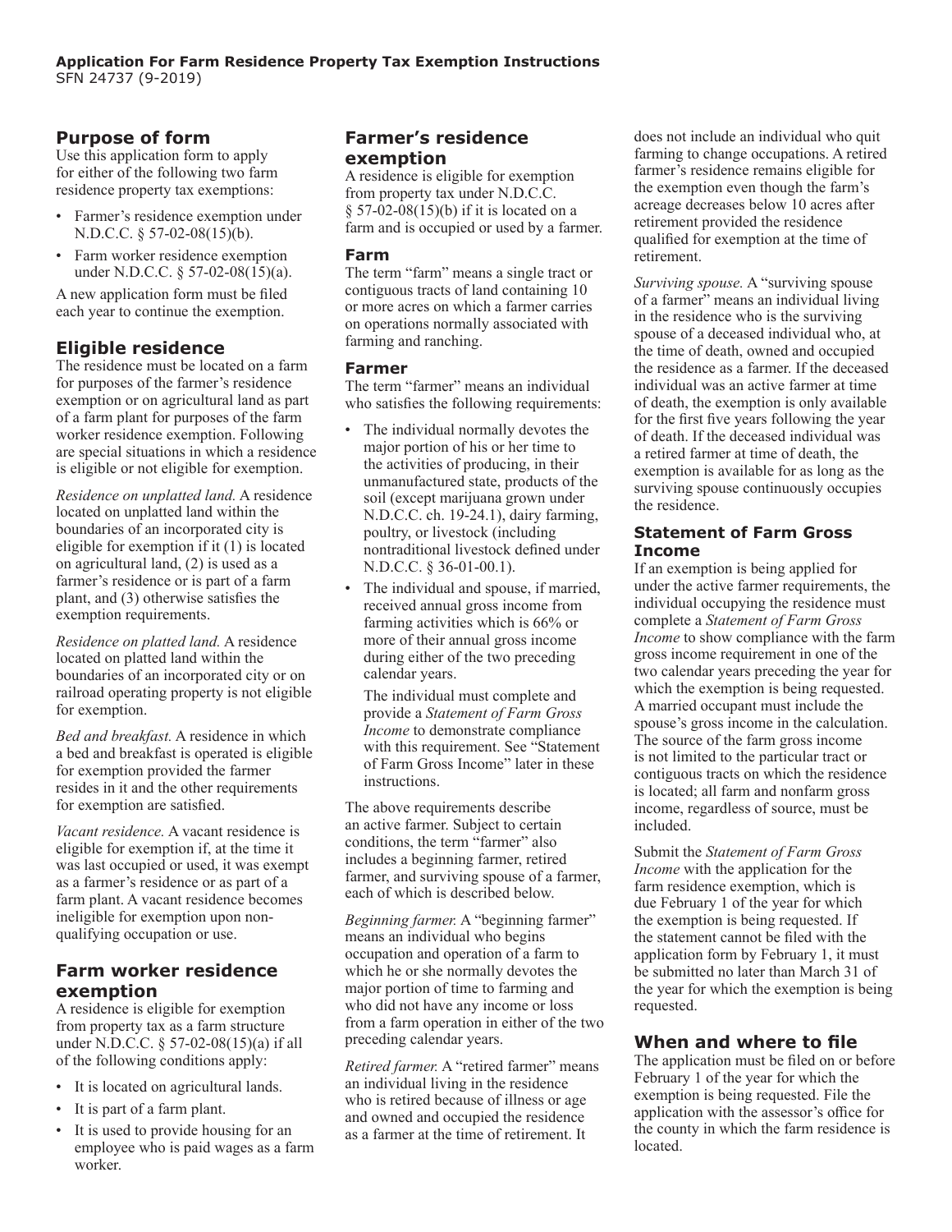**Application For Farm Residence Property Tax Exemption Instructions**
SFN 24737 (9-2019)

## Purpose of form

Use this application form to apply for either of the following two farm residence property tax exemptions:

- Farmer's residence exemption under N.D.C.C. § 57-02-08(15)(b).
- Farm worker residence exemption under N.D.C.C. § 57-02-08(15)(a).

A new application form must be filed each year to continue the exemption.

## Eligible residence

The residence must be located on a farm for purposes of the farmer's residence exemption or on agricultural land as part of a farm plant for purposes of the farm worker residence exemption. Following are special situations in which a residence is eligible or not eligible for exemption.

*Residence on unplatted land.* A residence located on unplatted land within the boundaries of an incorporated city is eligible for exemption if it (1) is located on agricultural land, (2) is used as a farmer's residence or is part of a farm plant, and (3) otherwise satisfies the exemption requirements.

*Residence on platted land.* A residence located on platted land within the boundaries of an incorporated city or on railroad operating property is not eligible for exemption.

*Bed and breakfast.* A residence in which a bed and breakfast is operated is eligible for exemption provided the farmer resides in it and the other requirements for exemption are satisfied.

*Vacant residence.* A vacant residence is eligible for exemption if, at the time it was last occupied or used, it was exempt as a farmer's residence or as part of a farm plant. A vacant residence becomes ineligible for exemption upon non-qualifying occupation or use.

## Farm worker residence exemption

A residence is eligible for exemption from property tax as a farm structure under N.D.C.C. § 57-02-08(15)(a) if all of the following conditions apply:

- It is located on agricultural lands.
- It is part of a farm plant.
- It is used to provide housing for an employee who is paid wages as a farm worker.

## Farmer's residence exemption

A residence is eligible for exemption from property tax under N.D.C.C. § 57-02-08(15)(b) if it is located on a farm and is occupied or used by a farmer.

### Farm

The term "farm" means a single tract or contiguous tracts of land containing 10 or more acres on which a farmer carries on operations normally associated with farming and ranching.

### Farmer

The term "farmer" means an individual who satisfies the following requirements:

- The individual normally devotes the major portion of his or her time to the activities of producing, in their unmanufactured state, products of the soil (except marijuana grown under N.D.C.C. ch. 19-24.1), dairy farming, poultry, or livestock (including nontraditional livestock defined under N.D.C.C. § 36-01-00.1).
- The individual and spouse, if married, received annual gross income from farming activities which is 66% or more of their annual gross income during either of the two preceding calendar years.

  The individual must complete and provide a *Statement of Farm Gross Income* to demonstrate compliance with this requirement. See "Statement of Farm Gross Income" later in these instructions.

The above requirements describe an active farmer. Subject to certain conditions, the term "farmer" also includes a beginning farmer, retired farmer, and surviving spouse of a farmer, each of which is described below.

*Beginning farmer.* A "beginning farmer" means an individual who begins occupation and operation of a farm to which he or she normally devotes the major portion of time to farming and who did not have any income or loss from a farm operation in either of the two preceding calendar years.

*Retired farmer.* A "retired farmer" means an individual living in the residence who is retired because of illness or age and owned and occupied the residence as a farmer at the time of retirement. It does not include an individual who quit farming to change occupations. A retired farmer's residence remains eligible for the exemption even though the farm's acreage decreases below 10 acres after retirement provided the residence qualified for exemption at the time of retirement.

*Surviving spouse.* A "surviving spouse of a farmer" means an individual living in the residence who is the surviving spouse of a deceased individual who, at the time of death, owned and occupied the residence as a farmer. If the deceased individual was an active farmer at time of death, the exemption is only available for the first five years following the year of death. If the deceased individual was a retired farmer at time of death, the exemption is available for as long as the surviving spouse continuously occupies the residence.

### Statement of Farm Gross Income

If an exemption is being applied for under the active farmer requirements, the individual occupying the residence must complete a *Statement of Farm Gross Income* to show compliance with the farm gross income requirement in one of the two calendar years preceding the year for which the exemption is being requested. A married occupant must include the spouse's gross income in the calculation. The source of the farm gross income is not limited to the particular tract or contiguous tracts on which the residence is located; all farm and nonfarm gross income, regardless of source, must be included.

Submit the *Statement of Farm Gross Income* with the application for the farm residence exemption, which is due February 1 of the year for which the exemption is being requested. If the statement cannot be filed with the application form by February 1, it must be submitted no later than March 31 of the year for which the exemption is being requested.

## When and where to file

The application must be filed on or before February 1 of the year for which the exemption is being requested. File the application with the assessor's office for the county in which the farm residence is located.